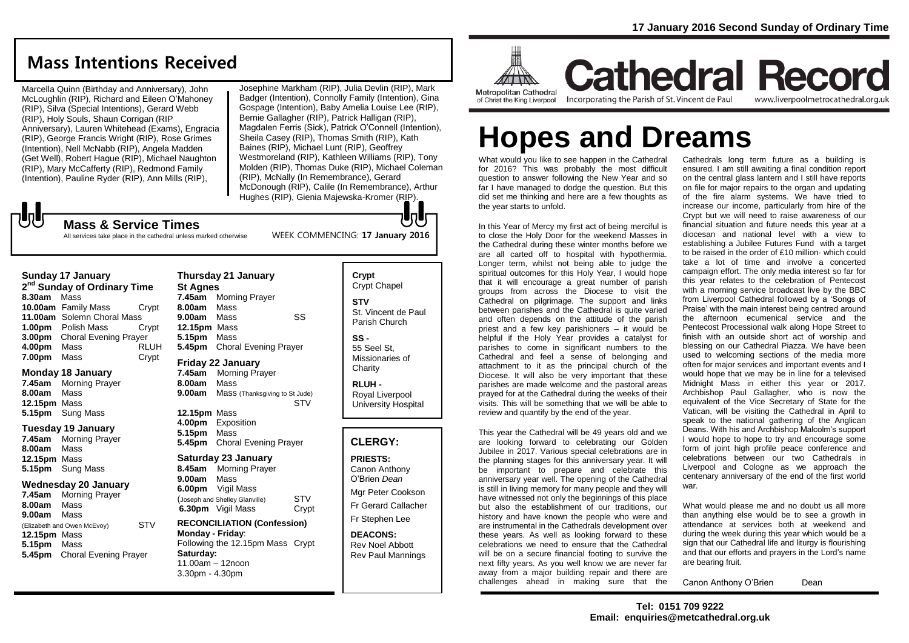17 January 2016 Second Sunday of Ordinary Time

## Mass Intentions Received

Marcella Quinn (Birthday and Anniversary), John McLoughlin (RIP), Richard and Eileen O'Mahoney (RIP), Silva (Special Intentions), Gerard Webb (RIP), Holy Souls, Shaun Corrigan (RIP Anniversary), Lauren Whitehead (Exams), Engracia (RIP), George Francis Wright (RIP), Rose Grimes (Intention), Nell McNabb (RIP), Angela Madden (Get Well), Robert Hague (RIP), Michael Naughton (RIP), Mary McCafferty (RIP), Redmond Family (Intention), Pauline Ryder (RIP), Ann Mills (RIP), Josephine Markham (RIP), Julia Devlin (RIP), Mark Badger (Intention), Connolly Family (Intention), Gina Gospage (Intention), Baby Amelia Louise Lee (RIP), Bernie Gallagher (RIP), Patrick Halligan (RIP), Magdalen Ferris (Sick), Patrick O'Connell (Intention), Sheila Casey (RIP), Thomas Smith (RIP), Kath Baines (RIP), Michael Lunt (RIP), Geoffrey Westmoreland (RIP), Kathleen Williams (RIP), Tony Molden (RIP), Thomas Duke (RIP), Michael Coleman (RIP), McNally (In Remembrance), Gerard McDonough (RIP), Calile (In Remembrance), Arthur Hughes (RIP), Gienia Majewska-Kromer (RIP).

### Mass & Service Times

All services take place in the cathedral unless marked otherwise

WEEK COMMENCING: **17 January 2016**

**Sunday 17 January**
**2nd Sunday of Ordinary Time**
**8.30am** Mass
**10.00am** Family Mass — Crypt
**11.00am** Solemn Choral Mass
**1.00pm** Polish Mass — Crypt
**3.00pm** Choral Evening Prayer
**4.00pm** Mass — RLUH
**7.00pm** Mass — Crypt

**Monday 18 January**
**7.45am** Morning Prayer
**8.00am** Mass
**12.15pm** Mass
**5.15pm** Sung Mass

**Tuesday 19 January**
**7.45am** Morning Prayer
**8.00am** Mass
**12.15pm** Mass
**5.15pm** Sung Mass

**Wednesday 20 January**
**7.45am** Morning Prayer
**8.00am** Mass
**9.00am** Mass
(Elizabeth and Owen McEvoy) — STV
**12.15pm** Mass
**5.15pm** Mass
**5.45pm** Choral Evening Prayer

**Thursday 21 January**
**St Agnes**
**7.45am** Morning Prayer
**8.00am** Mass
**9.00am** Mass — SS
**12.15pm** Mass
**5.15pm** Mass
**5.45pm** Choral Evening Prayer

**Friday 22 January**
**7.45am** Morning Prayer
**8.00am** Mass
**9.00am** Mass (Thanksgiving to St Jude) — STV
**12.15pm** Mass
**4.00pm** Exposition
**5.15pm** Mass
**5.45pm** Choral Evening Prayer

**Saturday 23 January**
**8.45am** Morning Prayer
**9.00am** Mass
**6.00pm** Vigil Mass
(Joseph and Shelley Glanville) — STV
**6.30pm** Vigil Mass — Crypt

**RECONCILIATION (Confession)**
**Monday - Friday**:
Following the 12.15pm Mass — Crypt
**Saturday:**
11.00am – 12noon
3.30pm - 4.30pm

**Crypt**
Crypt Chapel

**STV**
St. Vincent de Paul Parish Church

**SS -**
55 Seel St, Missionaries of Charity

**RLUH -**
Royal Liverpool University Hospital

### CLERGY:

**PRIESTS:**
Canon Anthony O'Brien *Dean*
Mgr Peter Cookson
Fr Gerard Callacher
Fr Stephen Lee

**DEACONS:**
Rev Noel Abbott
Rev Paul Mannings

Metropolitan Cathedral of Christ the King Liverpool

# Cathedral Record

Incorporating the Parish of St. Vincent de Paul — www.liverpoolmetrocathedral.org.uk

# Hopes and Dreams

What would you like to see happen in the Cathedral for 2016? This was probably the most difficult question to answer following the New Year and so far I have managed to dodge the question. But this did set me thinking and here are a few thoughts as the year starts to unfold.

In this Year of Mercy my first act of being merciful is to close the Holy Door for the weekend Masses in the Cathedral during these winter months before we are all carted off to hospital with hypothermia. Longer term, whilst not being able to judge the spiritual outcomes for this Holy Year, I would hope that it will encourage a great number of parish groups from across the Diocese to visit the Cathedral on pilgrimage. The support and links between parishes and the Cathedral is quite varied and often depends on the attitude of the parish priest and a few key parishioners – it would be helpful if the Holy Year provides a catalyst for parishes to come in significant numbers to the Cathedral and feel a sense of belonging and attachment to it as the principal church of the Diocese. It will also be very important that these parishes are made welcome and the pastoral areas prayed for at the Cathedral during the weeks of their visits. This will be something that we will be able to review and quantify by the end of the year.

This year the Cathedral will be 49 years old and we are looking forward to celebrating our Golden Jubilee in 2017. Various special celebrations are in the planning stages for this anniversary year. It will be important to prepare and celebrate this anniversary year well. The opening of the Cathedral is still in living memory for many people and they will have witnessed not only the beginnings of this place but also the establishment of our traditions, our history and have known the people who were and are instrumental in the Cathedrals development over these years. As well as looking forward to these celebrations we need to ensure that the Cathedral will be on a secure financial footing to survive the next fifty years. As you well know we are never far away from a major building repair and there are challenges ahead in making sure that the Cathedrals long term future as a building is ensured. I am still awaiting a final condition report on the central glass lantern and I still have reports on file for major repairs to the organ and updating of the fire alarm systems. We have tried to increase our income, particularly from hire of the Crypt but we will need to raise awareness of our financial situation and future needs this year at a diocesan and national level with a view to establishing a Jubilee Futures Fund with a target to be raised in the order of £10 million- which could take a lot of time and involve a concerted campaign effort. The only media interest so far for this year relates to the celebration of Pentecost with a morning service broadcast live by the BBC from Liverpool Cathedral followed by a 'Songs of Praise' with the main interest being centred around the afternoon ecumenical service and the Pentecost Processional walk along Hope Street to finish with an outside short act of worship and blessing on our Cathedral Piazza. We have been used to welcoming sections of the media more often for major services and important events and I would hope that we may be in line for a televised Midnight Mass in either this year or 2017. Archbishop Paul Gallagher, who is now the equivalent of the Vice Secretary of State for the Vatican, will be visiting the Cathedral in April to speak to the national gathering of the Anglican Deans. With his and Archbishop Malcolm's support I would hope to hope to try and encourage some form of joint high profile peace conference and celebrations between our two Cathedrals in Liverpool and Cologne as we approach the centenary anniversary of the end of the first world war.

What would please me and no doubt us all more than anything else would be to see a growth in attendance at services both at weekend and during the week during this year which would be a sign that our Cathedral life and liturgy is flourishing and that our efforts and prayers in the Lord's name are bearing fruit.

Canon Anthony O'Brien — Dean

**Tel: 0151 709 9222**
**Email: enquiries@metcathedral.org.uk**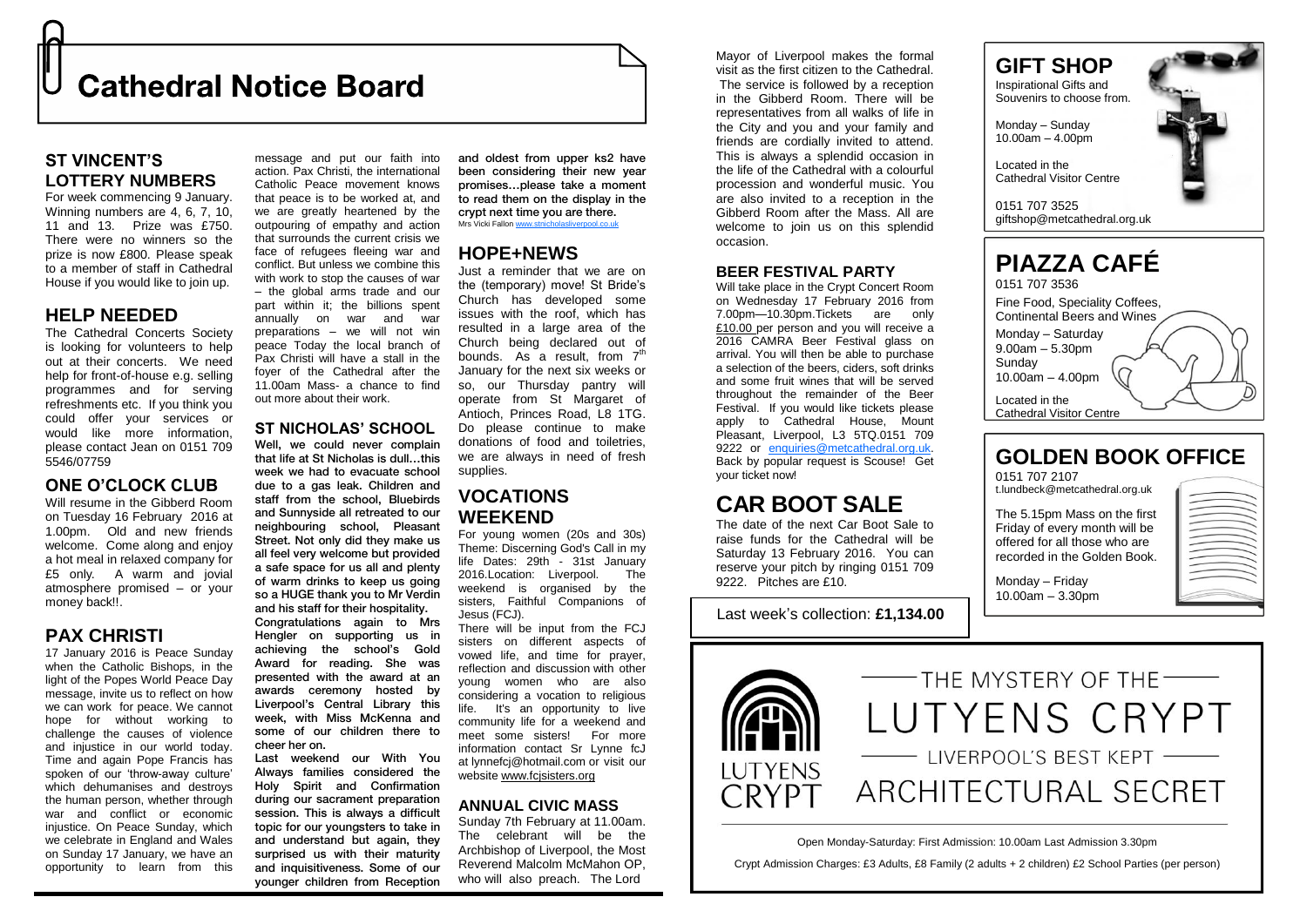# Cathedral Notice Board

## ST VINCENT'S LOTTERY NUMBERS

For week commencing 9 January. Winning numbers are 4, 6, 7, 10, 11 and 13. Prize was £750. There were no winners so the prize is now £800. Please speak to a member of staff in Cathedral House if you would like to join up.

## HELP NEEDED

The Cathedral Concerts Society is looking for volunteers to help out at their concerts. We need help for front-of-house e.g. selling programmes and for serving refreshments etc. If you think you could offer your services or would like more information, please contact Jean on 0151 709 5546/07759

## ONE O'CLOCK CLUB

Will resume in the Gibberd Room on Tuesday 16 February 2016 at 1.00pm. Old and new friends welcome. Come along and enjoy a hot meal in relaxed company for £5 only. A warm and jovial atmosphere promised – or your money back!!.

## PAX CHRISTI

17 January 2016 is Peace Sunday when the Catholic Bishops, in the light of the Popes World Peace Day message, invite us to reflect on how we can work for peace. We cannot hope for without working to challenge the causes of violence and injustice in our world today. Time and again Pope Francis has spoken of our 'throw-away culture' which dehumanises and destroys the human person, whether through war and conflict or economic injustice. On Peace Sunday, which we celebrate in England and Wales on Sunday 17 January, we have an opportunity to learn from this message and put our faith into action. Pax Christi, the international Catholic Peace movement knows that peace is to be worked at, and we are greatly heartened by the outpouring of empathy and action that surrounds the current crisis we face of refugees fleeing war and conflict. But unless we combine this with work to stop the causes of war – the global arms trade and our part within it; the billions spent annually on war and war preparations – we will not win peace Today the local branch of Pax Christi will have a stall in the foyer of the Cathedral after the 11.00am Mass- a chance to find out more about their work.

## ST NICHOLAS' SCHOOL

**Well, we could never complain that life at St Nicholas is dull…this week we had to evacuate school due to a gas leak. Children and staff from the school, Bluebirds and Sunnyside all retreated to our neighbouring school, Pleasant Street. Not only did they make us all feel very welcome but provided a safe space for us all and plenty of warm drinks to keep us going so a HUGE thank you to Mr Verdin and his staff for their hospitality.**

**Congratulations again to Mrs Hengler on supporting us in achieving the school's Gold Award for reading. She was presented with the award at an awards ceremony hosted by Liverpool's Central Library this week, with Miss McKenna and some of our children there to cheer her on.**

**Last weekend our With You Always families considered the Holy Spirit and Confirmation during our sacrament preparation session. This is always a difficult topic for our youngsters to take in and understand but again, they surprised us with their maturity and inquisitiveness. Some of our younger children from Reception and oldest from upper ks2 have been considering their new year promises…please take a moment to read them on the display in the crypt next time you are there.**

Mrs Vicki Fallon www.stnicholasliverpool.co.uk

## HOPE+NEWS

Just a reminder that we are on the (temporary) move! St Bride's Church has developed some issues with the roof, which has resulted in a large area of the Church being declared out of bounds. As a result, from 7th January for the next six weeks or so, our Thursday pantry will operate from St Margaret of Antioch, Princes Road, L8 1TG. Do please continue to make donations of food and toiletries, we are always in need of fresh supplies.

## VOCATIONS WEEKEND

For young women (20s and 30s) Theme: Discerning God's Call in my life Dates: 29th - 31st January 2016.Location: Liverpool. The weekend is organised by the sisters, Faithful Companions of Jesus (FCJ).

There will be input from the FCJ sisters on different aspects of vowed life, and time for prayer, reflection and discussion with other young women who are also considering a vocation to religious life. It's an opportunity to live community life for a weekend and meet some sisters! For more information contact Sr Lynne fcJ at lynnefcj@hotmail.com or visit our website www.fcjsisters.org

## ANNUAL CIVIC MASS

Sunday 7th February at 11.00am. The celebrant will be the Archbishop of Liverpool, the Most Reverend Malcolm McMahon OP, who will also preach. The Lord Mayor of Liverpool makes the formal visit as the first citizen to the Cathedral. The service is followed by a reception in the Gibberd Room. There will be representatives from all walks of life in the City and you and your family and friends are cordially invited to attend. This is always a splendid occasion in the life of the Cathedral with a colourful procession and wonderful music. You are also invited to a reception in the Gibberd Room after the Mass. All are welcome to join us on this splendid occasion.

## BEER FESTIVAL PARTY

Will take place in the Crypt Concert Room on Wednesday 17 February 2016 from 7.00pm—10.30pm.Tickets are only £10.00 per person and you will receive a 2016 CAMRA Beer Festival glass on arrival. You will then be able to purchase a selection of the beers, ciders, soft drinks and some fruit wines that will be served throughout the remainder of the Beer Festival. If you would like tickets please apply to Cathedral House, Mount Pleasant, Liverpool, L3 5TQ.0151 709 9222 or enquiries@metcathedral.org.uk. Back by popular request is Scouse! Get your ticket now!

## CAR BOOT SALE

The date of the next Car Boot Sale to raise funds for the Cathedral will be Saturday 13 February 2016. You can reserve your pitch by ringing 0151 709 9222. Pitches are £10.

Last week's collection: **£1,134.00**

## GIFT SHOP

Inspirational Gifts and Souvenirs to choose from.

Monday – Sunday
10.00am – 4.00pm

Located in the Cathedral Visitor Centre

0151 707 3525
giftshop@metcathedral.org.uk

## PIAZZA CAFÉ

0151 707 3536

Fine Food, Speciality Coffees, Continental Beers and Wines

Monday – Saturday
9.00am – 5.30pm
Sunday
10.00am – 4.00pm

Located in the Cathedral Visitor Centre

## GOLDEN BOOK OFFICE

0151 707 2107
t.lundbeck@metcathedral.org.uk

The 5.15pm Mass on the first Friday of every month will be offered for all those who are recorded in the Golden Book.

Monday – Friday
10.00am – 3.30pm

LUTYENS CRYPT

THE MYSTERY OF THE LUTYENS CRYPT — LIVERPOOL'S BEST KEPT — ARCHITECTURAL SECRET

Open Monday-Saturday: First Admission: 10.00am Last Admission 3.30pm

Crypt Admission Charges: £3 Adults, £8 Family (2 adults + 2 children) £2 School Parties (per person)